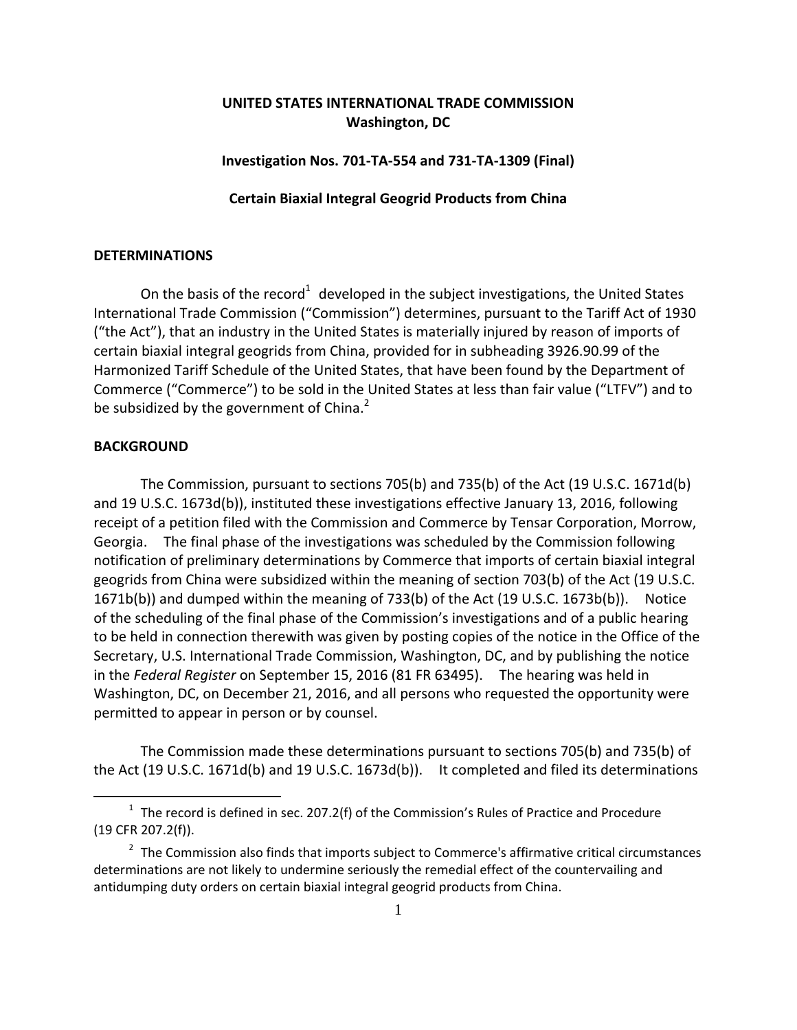**UNITED STATES INTERNATIONAL TRADE COMMISSION**
**Washington, DC**

**Investigation Nos. 701-TA-554 and 731-TA-1309 (Final)**

**Certain Biaxial Integral Geogrid Products from China**

## DETERMINATIONS

On the basis of the record[1] developed in the subject investigations, the United States International Trade Commission ("Commission") determines, pursuant to the Tariff Act of 1930 ("the Act"), that an industry in the United States is materially injured by reason of imports of certain biaxial integral geogrids from China, provided for in subheading 3926.90.99 of the Harmonized Tariff Schedule of the United States, that have been found by the Department of Commerce ("Commerce") to be sold in the United States at less than fair value ("LTFV") and to be subsidized by the government of China.[2]

## BACKGROUND

The Commission, pursuant to sections 705(b) and 735(b) of the Act (19 U.S.C. 1671d(b) and 19 U.S.C. 1673d(b)), instituted these investigations effective January 13, 2016, following receipt of a petition filed with the Commission and Commerce by Tensar Corporation, Morrow, Georgia. The final phase of the investigations was scheduled by the Commission following notification of preliminary determinations by Commerce that imports of certain biaxial integral geogrids from China were subsidized within the meaning of section 703(b) of the Act (19 U.S.C. 1671b(b)) and dumped within the meaning of 733(b) of the Act (19 U.S.C. 1673b(b)). Notice of the scheduling of the final phase of the Commission's investigations and of a public hearing to be held in connection therewith was given by posting copies of the notice in the Office of the Secretary, U.S. International Trade Commission, Washington, DC, and by publishing the notice in the *Federal Register* on September 15, 2016 (81 FR 63495). The hearing was held in Washington, DC, on December 21, 2016, and all persons who requested the opportunity were permitted to appear in person or by counsel.

The Commission made these determinations pursuant to sections 705(b) and 735(b) of the Act (19 U.S.C. 1671d(b) and 19 U.S.C. 1673d(b)). It completed and filed its determinations

---

[1] The record is defined in sec. 207.2(f) of the Commission's Rules of Practice and Procedure (19 CFR 207.2(f)).

[2] The Commission also finds that imports subject to Commerce's affirmative critical circumstances determinations are not likely to undermine seriously the remedial effect of the countervailing and antidumping duty orders on certain biaxial integral geogrid products from China.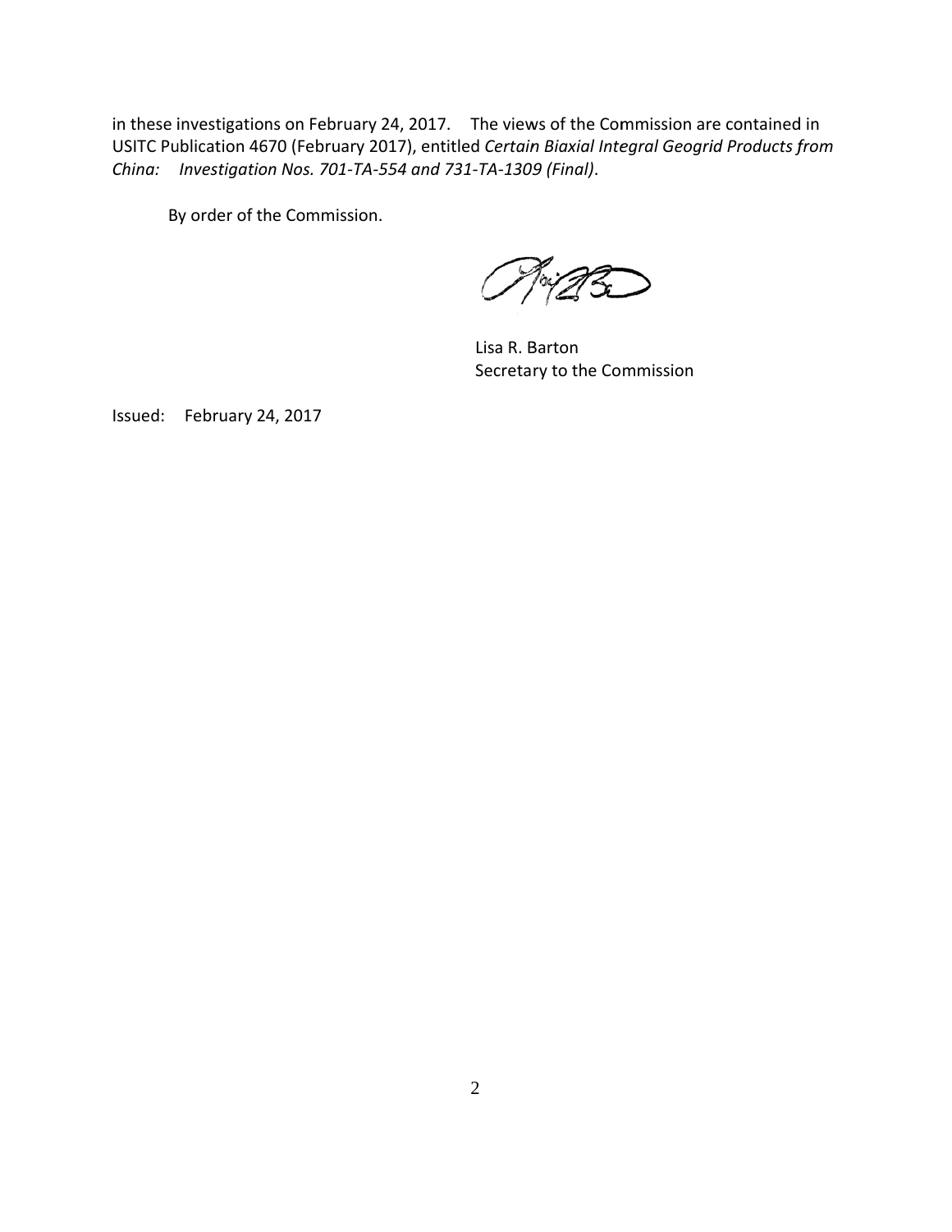in these investigations on February 24, 2017. The views of the Commission are contained in USITC Publication 4670 (February 2017), entitled *Certain Biaxial Integral Geogrid Products from China: Investigation Nos. 701-TA-554 and 731-TA-1309 (Final)*.

By order of the Commission.

Lisa R. Barton
Secretary to the Commission

Issued: February 24, 2017